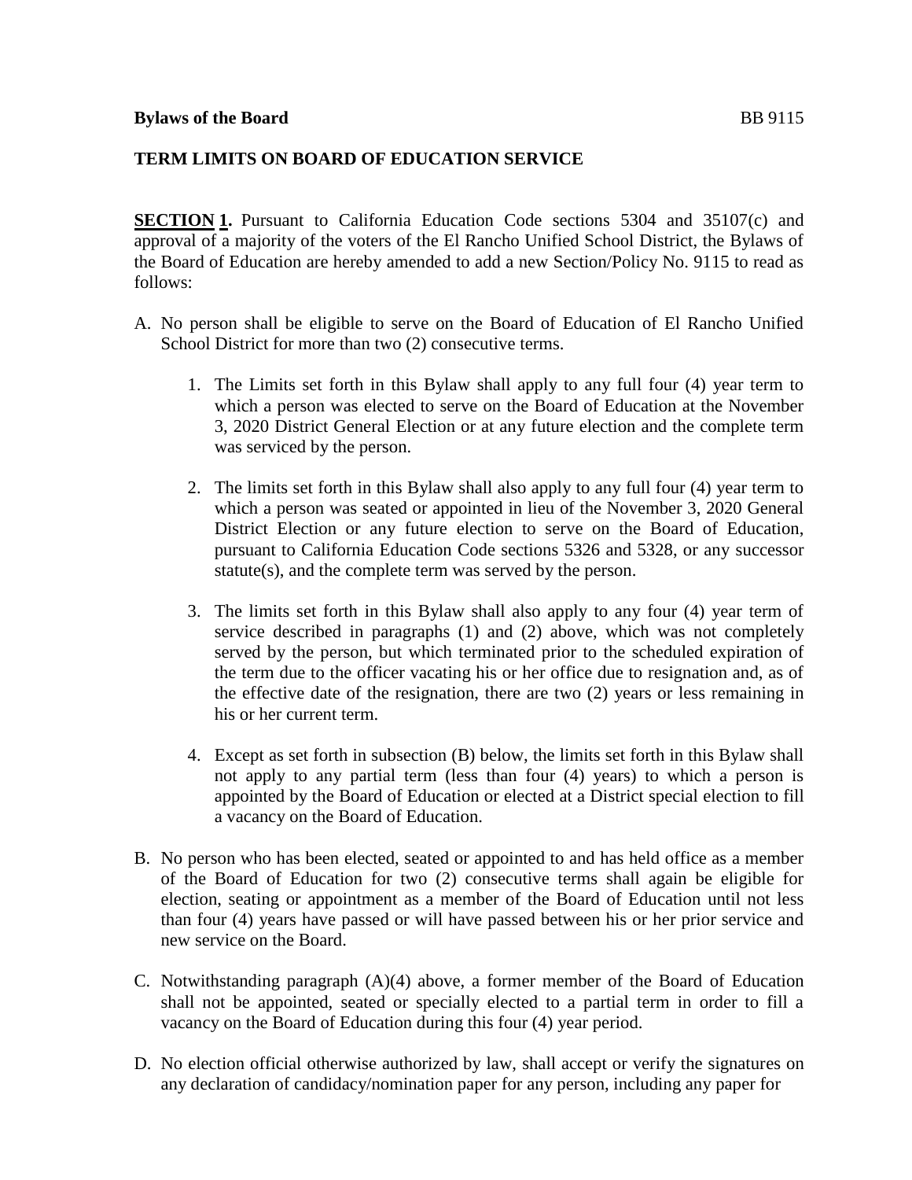**Bylaws of the Board** BB 9115

**TERM LIMITS ON BOARD OF EDUCATION SERVICE**

**SECTION 1.** Pursuant to California Education Code sections 5304 and 35107(c) and approval of a majority of the voters of the El Rancho Unified School District, the Bylaws of the Board of Education are hereby amended to add a new Section/Policy No. 9115 to read as follows:

A. No person shall be eligible to serve on the Board of Education of El Rancho Unified School District for more than two (2) consecutive terms.

   1. The Limits set forth in this Bylaw shall apply to any full four (4) year term to which a person was elected to serve on the Board of Education at the November 3, 2020 District General Election or at any future election and the complete term was serviced by the person.

   2. The limits set forth in this Bylaw shall also apply to any full four (4) year term to which a person was seated or appointed in lieu of the November 3, 2020 General District Election or any future election to serve on the Board of Education, pursuant to California Education Code sections 5326 and 5328, or any successor statute(s), and the complete term was served by the person.

   3. The limits set forth in this Bylaw shall also apply to any four (4) year term of service described in paragraphs (1) and (2) above, which was not completely served by the person, but which terminated prior to the scheduled expiration of the term due to the officer vacating his or her office due to resignation and, as of the effective date of the resignation, there are two (2) years or less remaining in his or her current term.

   4. Except as set forth in subsection (B) below, the limits set forth in this Bylaw shall not apply to any partial term (less than four (4) years) to which a person is appointed by the Board of Education or elected at a District special election to fill a vacancy on the Board of Education.

B. No person who has been elected, seated or appointed to and has held office as a member of the Board of Education for two (2) consecutive terms shall again be eligible for election, seating or appointment as a member of the Board of Education until not less than four (4) years have passed or will have passed between his or her prior service and new service on the Board.

C. Notwithstanding paragraph (A)(4) above, a former member of the Board of Education shall not be appointed, seated or specially elected to a partial term in order to fill a vacancy on the Board of Education during this four (4) year period.

D. No election official otherwise authorized by law, shall accept or verify the signatures on any declaration of candidacy/nomination paper for any person, including any paper for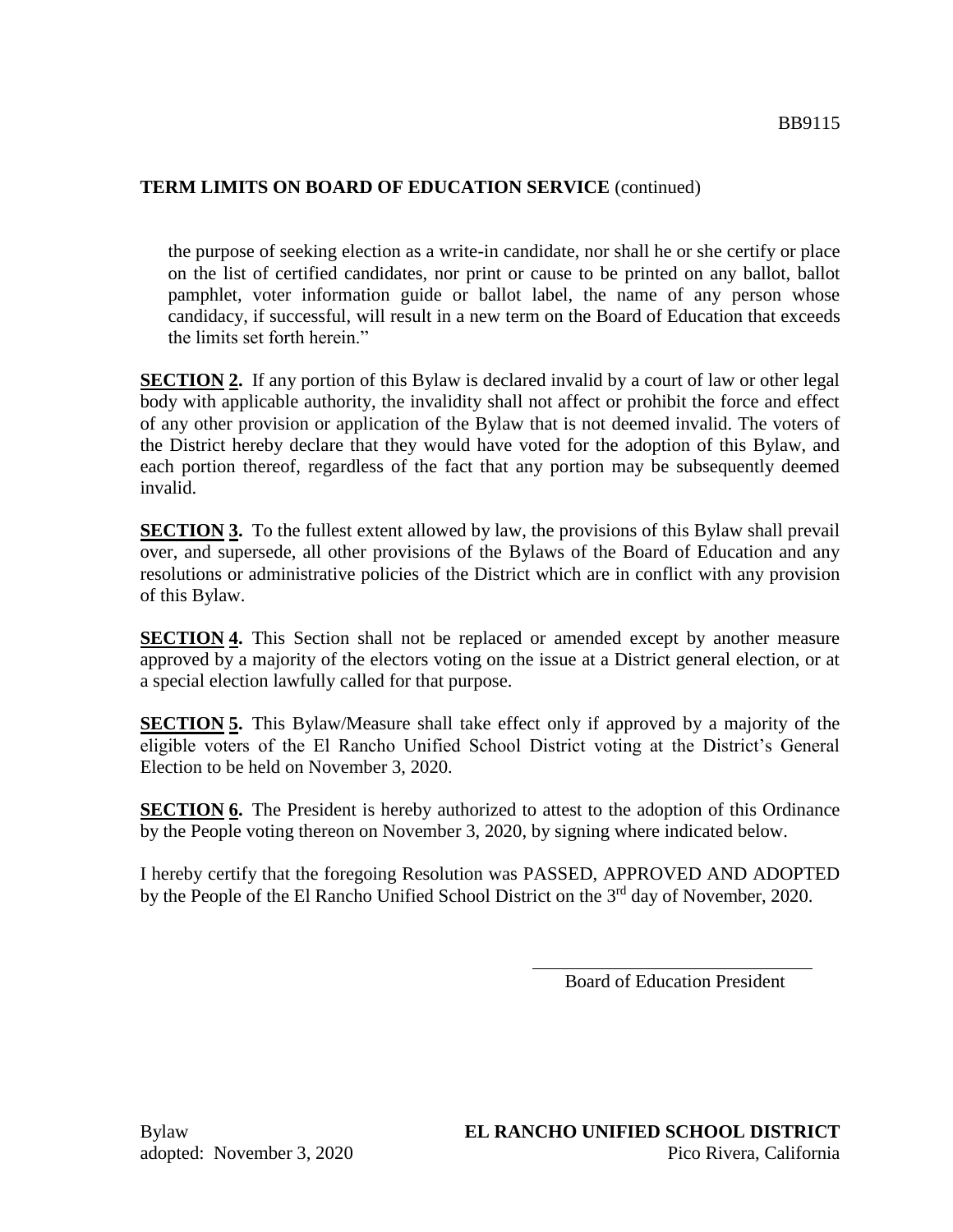**TERM LIMITS ON BOARD OF EDUCATION SERVICE** (continued)

the purpose of seeking election as a write-in candidate, nor shall he or she certify or place on the list of certified candidates, nor print or cause to be printed on any ballot, ballot pamphlet, voter information guide or ballot label, the name of any person whose candidacy, if successful, will result in a new term on the Board of Education that exceeds the limits set forth herein."

**SECTION 2.** If any portion of this Bylaw is declared invalid by a court of law or other legal body with applicable authority, the invalidity shall not affect or prohibit the force and effect of any other provision or application of the Bylaw that is not deemed invalid. The voters of the District hereby declare that they would have voted for the adoption of this Bylaw, and each portion thereof, regardless of the fact that any portion may be subsequently deemed invalid.

**SECTION 3.** To the fullest extent allowed by law, the provisions of this Bylaw shall prevail over, and supersede, all other provisions of the Bylaws of the Board of Education and any resolutions or administrative policies of the District which are in conflict with any provision of this Bylaw.

**SECTION 4.** This Section shall not be replaced or amended except by another measure approved by a majority of the electors voting on the issue at a District general election, or at a special election lawfully called for that purpose.

**SECTION 5.** This Bylaw/Measure shall take effect only if approved by a majority of the eligible voters of the El Rancho Unified School District voting at the District's General Election to be held on November 3, 2020.

**SECTION 6.** The President is hereby authorized to attest to the adoption of this Ordinance by the People voting thereon on November 3, 2020, by signing where indicated below.

I hereby certify that the foregoing Resolution was PASSED, APPROVED AND ADOPTED by the People of the El Rancho Unified School District on the 3rd day of November, 2020.

\_\_\_\_\_\_\_\_\_\_\_\_\_\_\_\_\_\_\_\_\_\_\_\_\_\_\_\_\_\_

Board of Education President

Bylaw
adopted: November 3, 2020

**EL RANCHO UNIFIED SCHOOL DISTRICT**
Pico Rivera, California